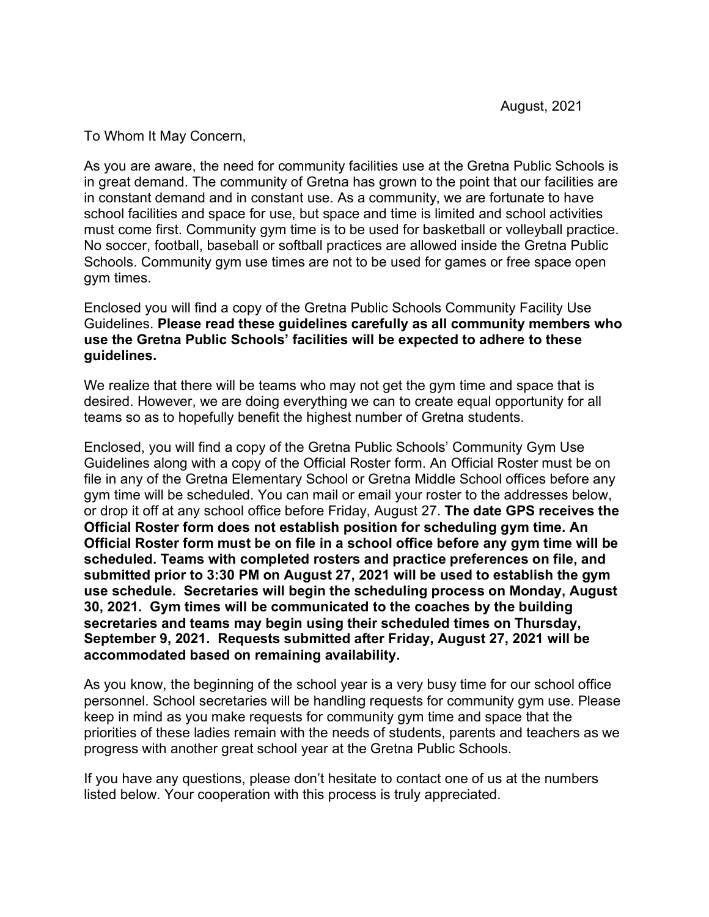August, 2021

To Whom It May Concern,

As you are aware, the need for community facilities use at the Gretna Public Schools is in great demand. The community of Gretna has grown to the point that our facilities are in constant demand and in constant use. As a community, we are fortunate to have school facilities and space for use, but space and time is limited and school activities must come first. Community gym time is to be used for basketball or volleyball practice. No soccer, football, baseball or softball practices are allowed inside the Gretna Public Schools. Community gym use times are not to be used for games or free space open gym times.

Enclosed you will find a copy of the Gretna Public Schools Community Facility Use Guidelines. **Please read these guidelines carefully as all community members who use the Gretna Public Schools' facilities will be expected to adhere to these guidelines.**

We realize that there will be teams who may not get the gym time and space that is desired. However, we are doing everything we can to create equal opportunity for all teams so as to hopefully benefit the highest number of Gretna students.

Enclosed, you will find a copy of the Gretna Public Schools' Community Gym Use Guidelines along with a copy of the Official Roster form. An Official Roster must be on file in any of the Gretna Elementary School or Gretna Middle School offices before any gym time will be scheduled. You can mail or email your roster to the addresses below, or drop it off at any school office before Friday, August 27. **The date GPS receives the Official Roster form does not establish position for scheduling gym time. An Official Roster form must be on file in a school office before any gym time will be scheduled. Teams with completed rosters and practice preferences on file, and submitted prior to 3:30 PM on August 27, 2021 will be used to establish the gym use schedule. Secretaries will begin the scheduling process on Monday, August 30, 2021. Gym times will be communicated to the coaches by the building secretaries and teams may begin using their scheduled times on Thursday, September 9, 2021. Requests submitted after Friday, August 27, 2021 will be accommodated based on remaining availability.**

As you know, the beginning of the school year is a very busy time for our school office personnel. School secretaries will be handling requests for community gym use. Please keep in mind as you make requests for community gym time and space that the priorities of these ladies remain with the needs of students, parents and teachers as we progress with another great school year at the Gretna Public Schools.

If you have any questions, please don't hesitate to contact one of us at the numbers listed below. Your cooperation with this process is truly appreciated.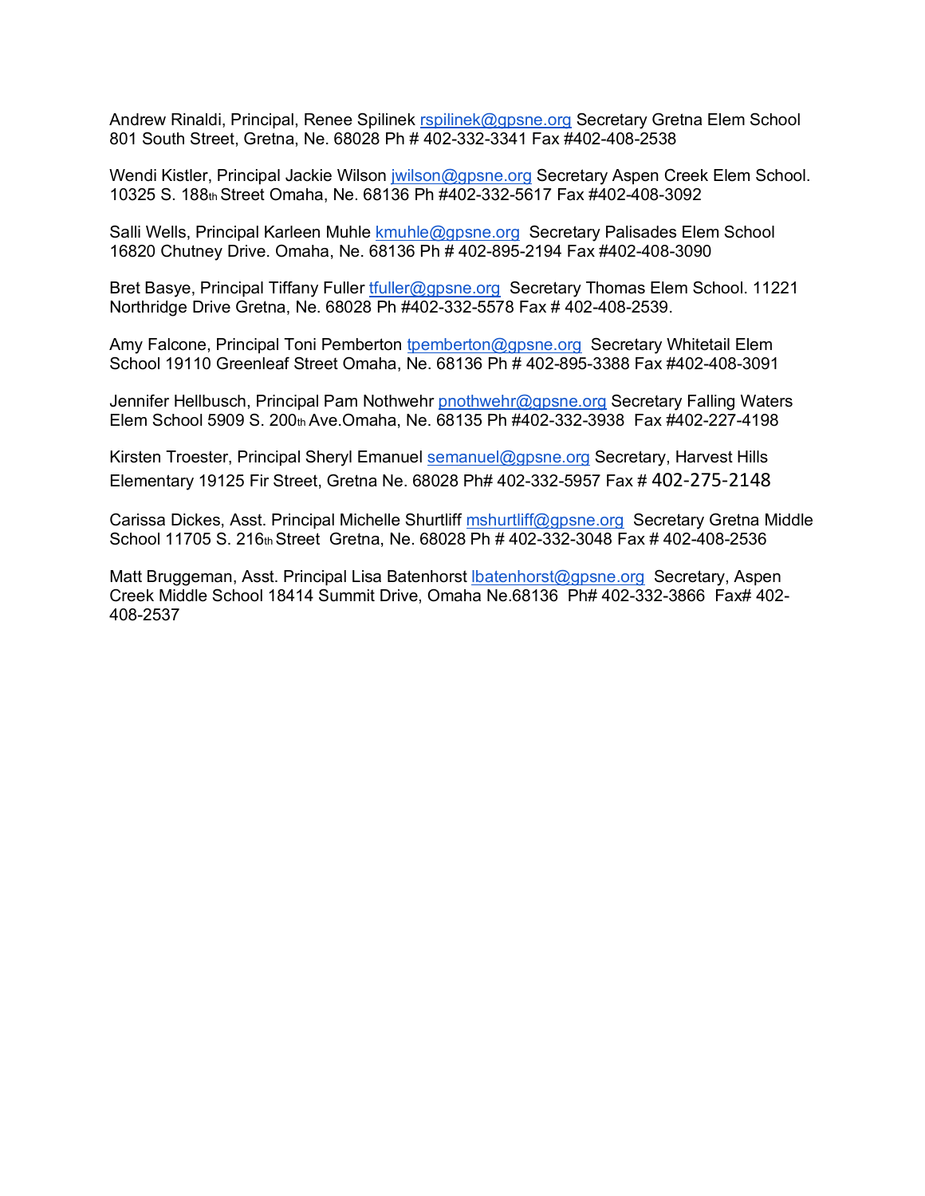Andrew Rinaldi, Principal, Renee Spilinek rspilinek@gpsne.org Secretary Gretna Elem School 801 South Street, Gretna, Ne. 68028 Ph # 402-332-3341 Fax #402-408-2538

Wendi Kistler, Principal Jackie Wilson jwilson@gpsne.org Secretary Aspen Creek Elem School. 10325 S. 188th Street Omaha, Ne. 68136 Ph #402-332-5617 Fax #402-408-3092

Salli Wells, Principal Karleen Muhle kmuhle@gpsne.org Secretary Palisades Elem School 16820 Chutney Drive. Omaha, Ne. 68136 Ph # 402-895-2194 Fax #402-408-3090

Bret Basye, Principal Tiffany Fuller tfuller@gpsne.org Secretary Thomas Elem School. 11221 Northridge Drive Gretna, Ne. 68028 Ph #402-332-5578 Fax # 402-408-2539.

Amy Falcone, Principal Toni Pemberton tpemberton@gpsne.org Secretary Whitetail Elem School 19110 Greenleaf Street Omaha, Ne. 68136 Ph # 402-895-3388 Fax #402-408-3091

Jennifer Hellbusch, Principal Pam Nothwehr pnothwehr@gpsne.org Secretary Falling Waters Elem School 5909 S. 200th Ave.Omaha, Ne. 68135 Ph #402-332-3938 Fax #402-227-4198

Kirsten Troester, Principal Sheryl Emanuel semanuel@gpsne.org Secretary, Harvest Hills Elementary 19125 Fir Street, Gretna Ne. 68028 Ph# 402-332-5957 Fax # 402-275-2148

Carissa Dickes, Asst. Principal Michelle Shurtliff mshurtliff@gpsne.org Secretary Gretna Middle School 11705 S. 216th Street Gretna, Ne. 68028 Ph # 402-332-3048 Fax # 402-408-2536

Matt Bruggeman, Asst. Principal Lisa Batenhorst lbatenhorst@gpsne.org Secretary, Aspen Creek Middle School 18414 Summit Drive, Omaha Ne.68136 Ph# 402-332-3866 Fax# 402-408-2537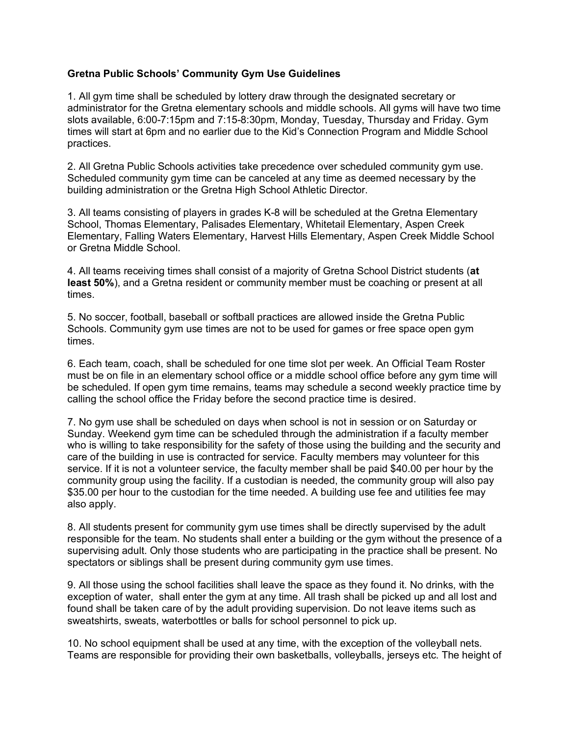**Gretna Public Schools' Community Gym Use Guidelines**

1. All gym time shall be scheduled by lottery draw through the designated secretary or administrator for the Gretna elementary schools and middle schools. All gyms will have two time slots available, 6:00-7:15pm and 7:15-8:30pm, Monday, Tuesday, Thursday and Friday. Gym times will start at 6pm and no earlier due to the Kid's Connection Program and Middle School practices.

2. All Gretna Public Schools activities take precedence over scheduled community gym use. Scheduled community gym time can be canceled at any time as deemed necessary by the building administration or the Gretna High School Athletic Director.

3. All teams consisting of players in grades K-8 will be scheduled at the Gretna Elementary School, Thomas Elementary, Palisades Elementary, Whitetail Elementary, Aspen Creek Elementary, Falling Waters Elementary, Harvest Hills Elementary, Aspen Creek Middle School or Gretna Middle School.

4. All teams receiving times shall consist of a majority of Gretna School District students (**at least 50%**), and a Gretna resident or community member must be coaching or present at all times.

5. No soccer, football, baseball or softball practices are allowed inside the Gretna Public Schools. Community gym use times are not to be used for games or free space open gym times.

6. Each team, coach, shall be scheduled for one time slot per week. An Official Team Roster must be on file in an elementary school office or a middle school office before any gym time will be scheduled. If open gym time remains, teams may schedule a second weekly practice time by calling the school office the Friday before the second practice time is desired.

7. No gym use shall be scheduled on days when school is not in session or on Saturday or Sunday. Weekend gym time can be scheduled through the administration if a faculty member who is willing to take responsibility for the safety of those using the building and the security and care of the building in use is contracted for service. Faculty members may volunteer for this service. If it is not a volunteer service, the faculty member shall be paid $40.00 per hour by the community group using the facility. If a custodian is needed, the community group will also pay $35.00 per hour to the custodian for the time needed. A building use fee and utilities fee may also apply.

8. All students present for community gym use times shall be directly supervised by the adult responsible for the team. No students shall enter a building or the gym without the presence of a supervising adult. Only those students who are participating in the practice shall be present. No spectators or siblings shall be present during community gym use times.

9. All those using the school facilities shall leave the space as they found it. No drinks, with the exception of water, shall enter the gym at any time. All trash shall be picked up and all lost and found shall be taken care of by the adult providing supervision. Do not leave items such as sweatshirts, sweats, waterbottles or balls for school personnel to pick up.

10. No school equipment shall be used at any time, with the exception of the volleyball nets. Teams are responsible for providing their own basketballs, volleyballs, jerseys etc. The height of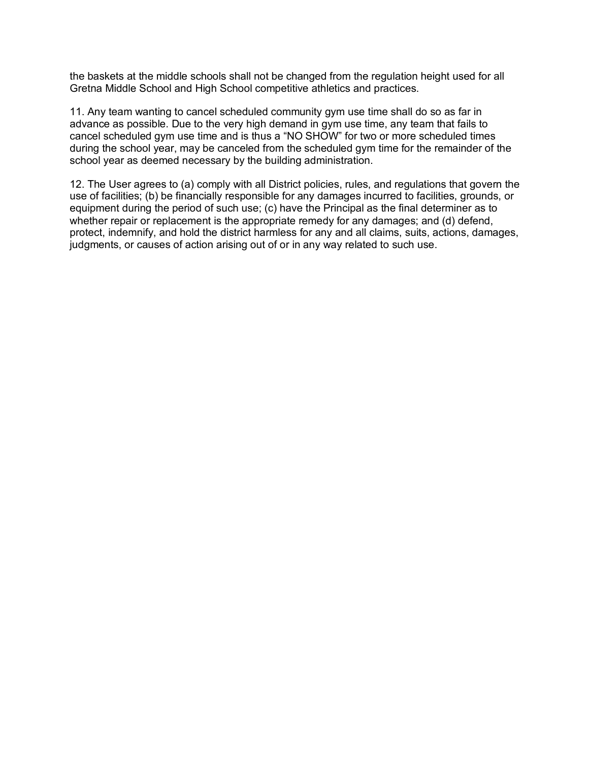the baskets at the middle schools shall not be changed from the regulation height used for all Gretna Middle School and High School competitive athletics and practices.

11. Any team wanting to cancel scheduled community gym use time shall do so as far in advance as possible. Due to the very high demand in gym use time, any team that fails to cancel scheduled gym use time and is thus a "NO SHOW" for two or more scheduled times during the school year, may be canceled from the scheduled gym time for the remainder of the school year as deemed necessary by the building administration.

12. The User agrees to (a) comply with all District policies, rules, and regulations that govern the use of facilities; (b) be financially responsible for any damages incurred to facilities, grounds, or equipment during the period of such use; (c) have the Principal as the final determiner as to whether repair or replacement is the appropriate remedy for any damages; and (d) defend, protect, indemnify, and hold the district harmless for any and all claims, suits, actions, damages, judgments, or causes of action arising out of or in any way related to such use.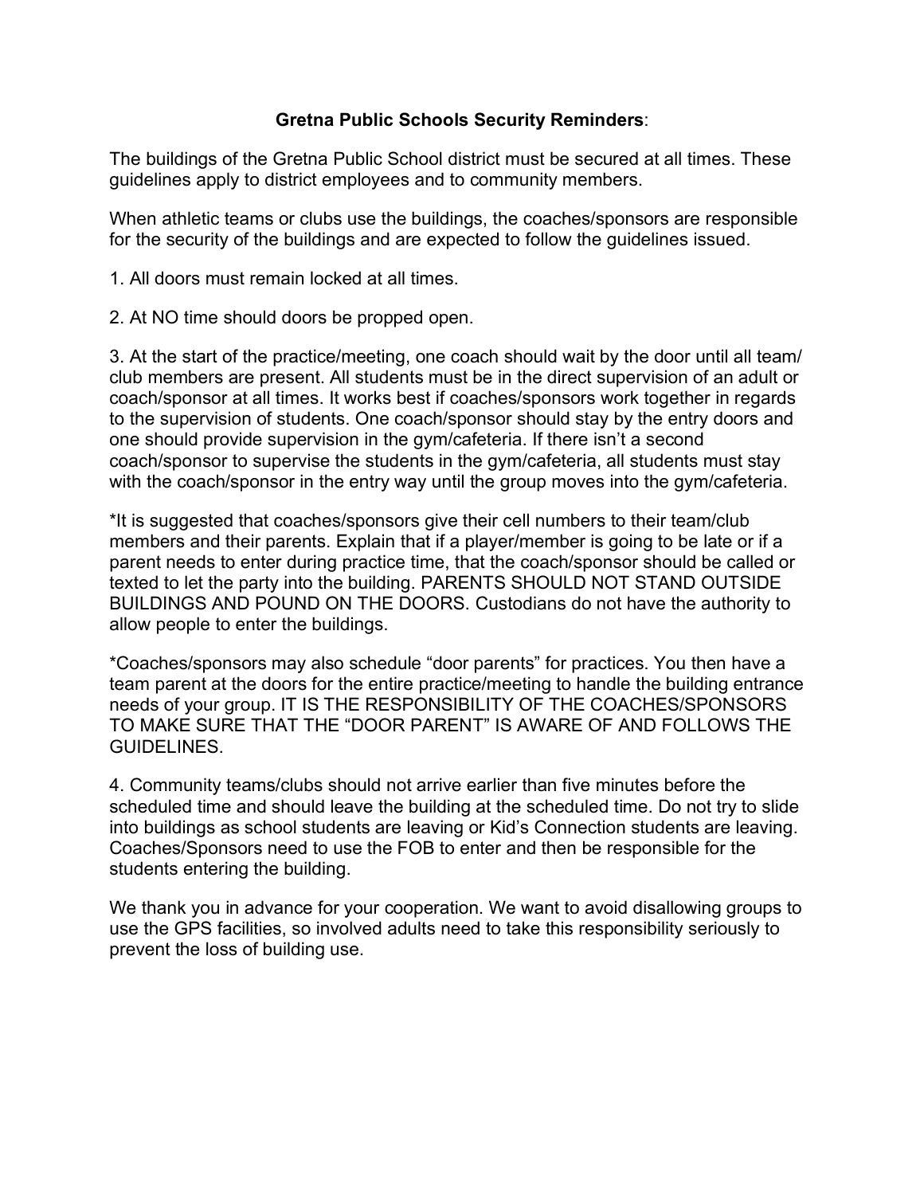## **Gretna Public Schools Security Reminders**:

The buildings of the Gretna Public School district must be secured at all times. These guidelines apply to district employees and to community members.

When athletic teams or clubs use the buildings, the coaches/sponsors are responsible for the security of the buildings and are expected to follow the guidelines issued.

1. All doors must remain locked at all times.

2. At NO time should doors be propped open.

3. At the start of the practice/meeting, one coach should wait by the door until all team/club members are present. All students must be in the direct supervision of an adult or coach/sponsor at all times. It works best if coaches/sponsors work together in regards to the supervision of students. One coach/sponsor should stay by the entry doors and one should provide supervision in the gym/cafeteria. If there isn't a second coach/sponsor to supervise the students in the gym/cafeteria, all students must stay with the coach/sponsor in the entry way until the group moves into the gym/cafeteria.

*It is suggested that coaches/sponsors give their cell numbers to their team/club members and their parents. Explain that if a player/member is going to be late or if a parent needs to enter during practice time, that the coach/sponsor should be called or texted to let the party into the building. PARENTS SHOULD NOT STAND OUTSIDE BUILDINGS AND POUND ON THE DOORS. Custodians do not have the authority to allow people to enter the buildings.

*Coaches/sponsors may also schedule "door parents" for practices. You then have a team parent at the doors for the entire practice/meeting to handle the building entrance needs of your group. IT IS THE RESPONSIBILITY OF THE COACHES/SPONSORS TO MAKE SURE THAT THE "DOOR PARENT" IS AWARE OF AND FOLLOWS THE GUIDELINES.

4. Community teams/clubs should not arrive earlier than five minutes before the scheduled time and should leave the building at the scheduled time. Do not try to slide into buildings as school students are leaving or Kid's Connection students are leaving. Coaches/Sponsors need to use the FOB to enter and then be responsible for the students entering the building.

We thank you in advance for your cooperation. We want to avoid disallowing groups to use the GPS facilities, so involved adults need to take this responsibility seriously to prevent the loss of building use.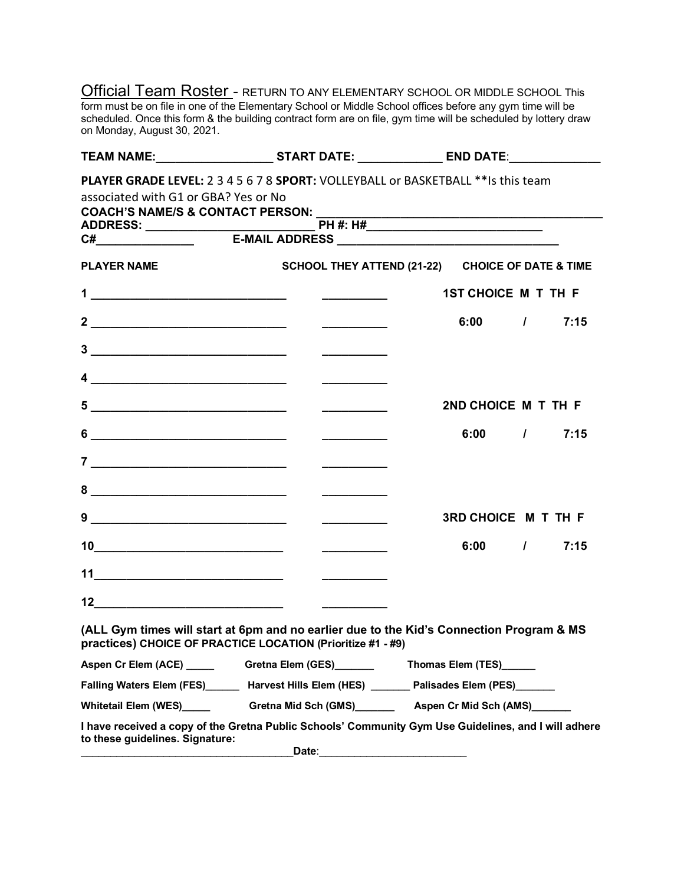Official Team Roster - RETURN TO ANY ELEMENTARY SCHOOL OR MIDDLE SCHOOL This form must be on file in one of the Elementary School or Middle School offices before any gym time will be scheduled. Once this form & the building contract form are on file, gym time will be scheduled by lottery draw on Monday, August 30, 2021.

**TEAM NAME:**__________________ **START DATE:** _____________ **END DATE**:______________

**PLAYER GRADE LEVEL:** 2 3 4 5 6 7 8 **SPORT:** VOLLEYBALL or BASKETBALL **Is this team associated with G1 or GBA? Yes or No

**COACH'S NAME/S & CONTACT PERSON:** ____________________________________________

**ADDRESS:** _________________________ **PH #: H#**___________________________

**C#**_______________ **E-MAIL ADDRESS** __________________________________

| PLAYER NAME | SCHOOL THEY ATTEND (21-22) | CHOICE OF DATE & TIME |
|---|---|---|
| 1 ______________________________ | __________ | 1ST CHOICE M T TH F |
| 2 ______________________________ | __________ | 6:00 / 7:15 |
| 3 ______________________________ | __________ | |
| 4 ______________________________ | __________ | |
| 5 ______________________________ | __________ | 2ND CHOICE M T TH F |
| 6 ______________________________ | __________ | 6:00 / 7:15 |
| 7 ______________________________ | __________ | |
| 8 ______________________________ | __________ | |
| 9 ______________________________ | __________ | 3RD CHOICE M T TH F |
| 10_____________________________ | __________ | 6:00 / 7:15 |
| 11_____________________________ | __________ | |
| 12_____________________________ | __________ | |

**(ALL Gym times will start at 6pm and no earlier due to the Kid's Connection Program & MS practices) CHOICE OF PRACTICE LOCATION (Prioritize #1 - #9)**

**Aspen Cr Elem (ACE)** _____ **Gretna Elem (GES)**_______ **Thomas Elem (TES)**______

**Falling Waters Elem (FES)**______ **Harvest Hills Elem (HES)** _______ **Palisades Elem (PES)**_______

**Whitetail Elem (WES)**_____ **Gretna Mid Sch (GMS)**_______ **Aspen Cr Mid Sch (AMS)**_______

**I have received a copy of the Gretna Public Schools' Community Gym Use Guidelines, and I will adhere to these guidelines. Signature:**

____________________________________**Date**:_________________________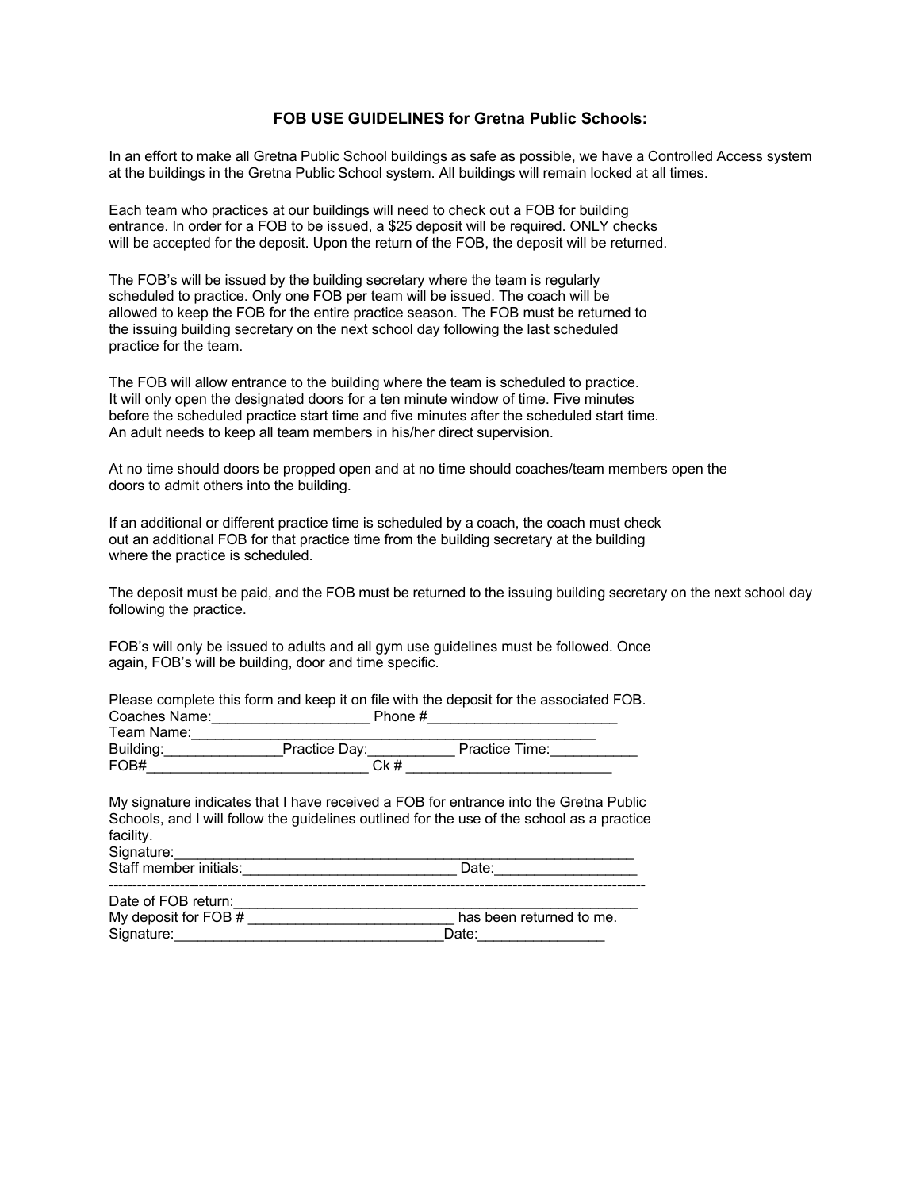## FOB USE GUIDELINES for Gretna Public Schools:

In an effort to make all Gretna Public School buildings as safe as possible, we have a Controlled Access system at the buildings in the Gretna Public School system. All buildings will remain locked at all times.

Each team who practices at our buildings will need to check out a FOB for building entrance. In order for a FOB to be issued, a $25 deposit will be required. ONLY checks will be accepted for the deposit. Upon the return of the FOB, the deposit will be returned.

The FOB's will be issued by the building secretary where the team is regularly scheduled to practice. Only one FOB per team will be issued. The coach will be allowed to keep the FOB for the entire practice season. The FOB must be returned to the issuing building secretary on the next school day following the last scheduled practice for the team.

The FOB will allow entrance to the building where the team is scheduled to practice. It will only open the designated doors for a ten minute window of time. Five minutes before the scheduled practice start time and five minutes after the scheduled start time. An adult needs to keep all team members in his/her direct supervision.

At no time should doors be propped open and at no time should coaches/team members open the doors to admit others into the building.

If an additional or different practice time is scheduled by a coach, the coach must check out an additional FOB for that practice time from the building secretary at the building where the practice is scheduled.

The deposit must be paid, and the FOB must be returned to the issuing building secretary on the next school day following the practice.

FOB's will only be issued to adults and all gym use guidelines must be followed. Once again, FOB's will be building, door and time specific.

Please complete this form and keep it on file with the deposit for the associated FOB.
Coaches Name:____________________ Phone #________________________
Team Name:______________________________________________________
Building:_______________Practice Day:___________ Practice Time:___________
FOB#____________________________ Ck # __________________________

My signature indicates that I have received a FOB for entrance into the Gretna Public Schools, and I will follow the guidelines outlined for the use of the school as a practice facility.
Signature:_____________________________________________________________
Staff member initials:____________________________ Date:__________________

---

Date of FOB return:_____________________________________________________
My deposit for FOB # __________________________ has been returned to me.
Signature:___________________________________Date:________________